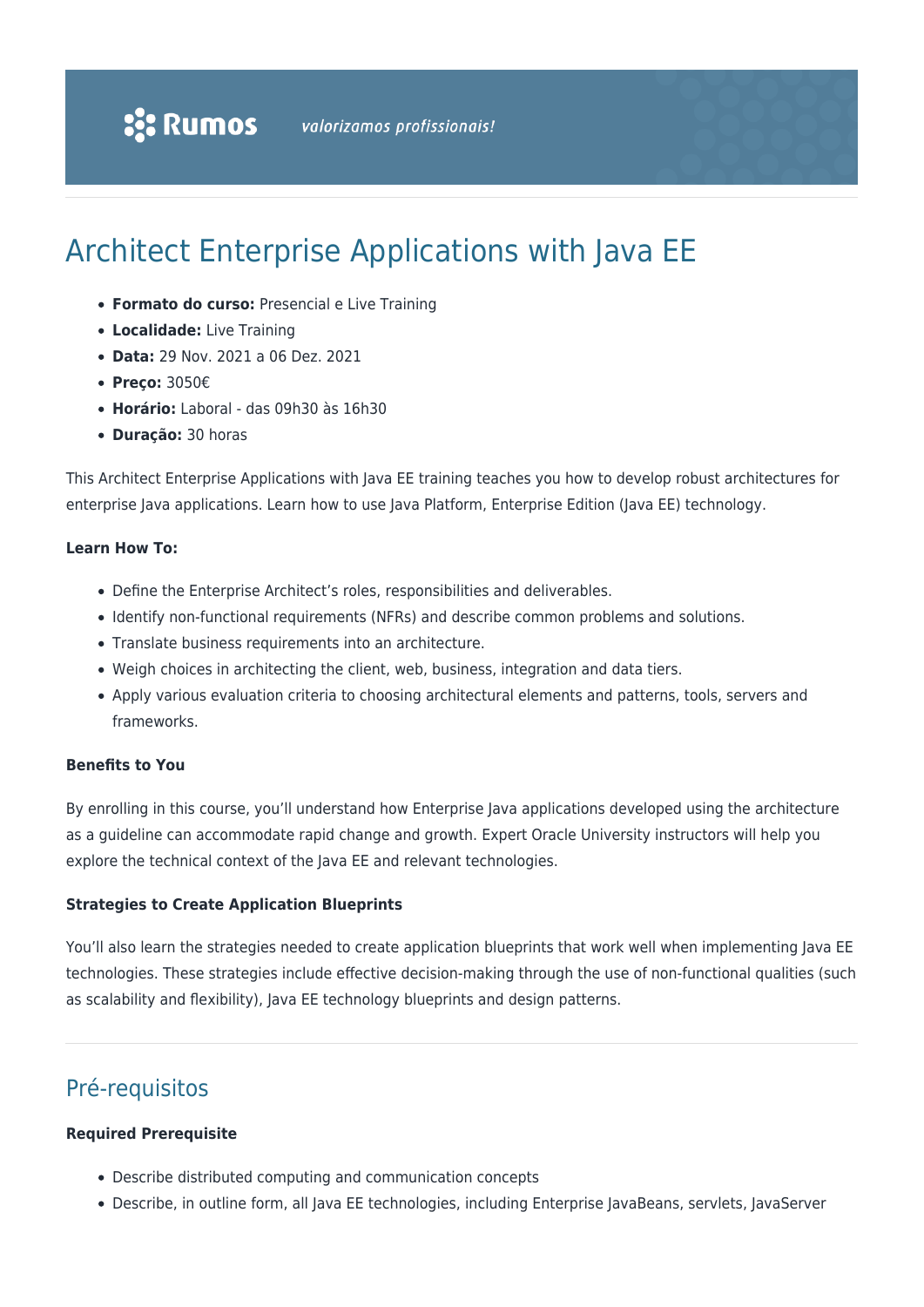# Architect Enterprise Applications with Java EE

- **Formato do curso:** Presencial e Live Training
- **Localidade:** Live Training
- **Data:** 29 Nov. 2021 a 06 Dez. 2021
- **Preço:** 3050€
- **Horário:** Laboral - das 09h30 às 16h30
- **Duração:** 30 horas

This Architect Enterprise Applications with Java EE training teaches you how to develop robust architectures for enterprise Java applications. Learn how to use Java Platform, Enterprise Edition (Java EE) technology.

**Learn How To:**

- Define the Enterprise Architect's roles, responsibilities and deliverables.
- Identify non-functional requirements (NFRs) and describe common problems and solutions.
- Translate business requirements into an architecture.
- Weigh choices in architecting the client, web, business, integration and data tiers.
- Apply various evaluation criteria to choosing architectural elements and patterns, tools, servers and frameworks.

**Benefits to You**

By enrolling in this course, you'll understand how Enterprise Java applications developed using the architecture as a guideline can accommodate rapid change and growth. Expert Oracle University instructors will help you explore the technical context of the Java EE and relevant technologies.

**Strategies to Create Application Blueprints**

You'll also learn the strategies needed to create application blueprints that work well when implementing Java EE technologies. These strategies include effective decision-making through the use of non-functional qualities (such as scalability and flexibility), Java EE technology blueprints and design patterns.

## Pré-requisitos

**Required Prerequisite**

- Describe distributed computing and communication concepts
- Describe, in outline form, all Java EE technologies, including Enterprise JavaBeans, servlets, JavaServer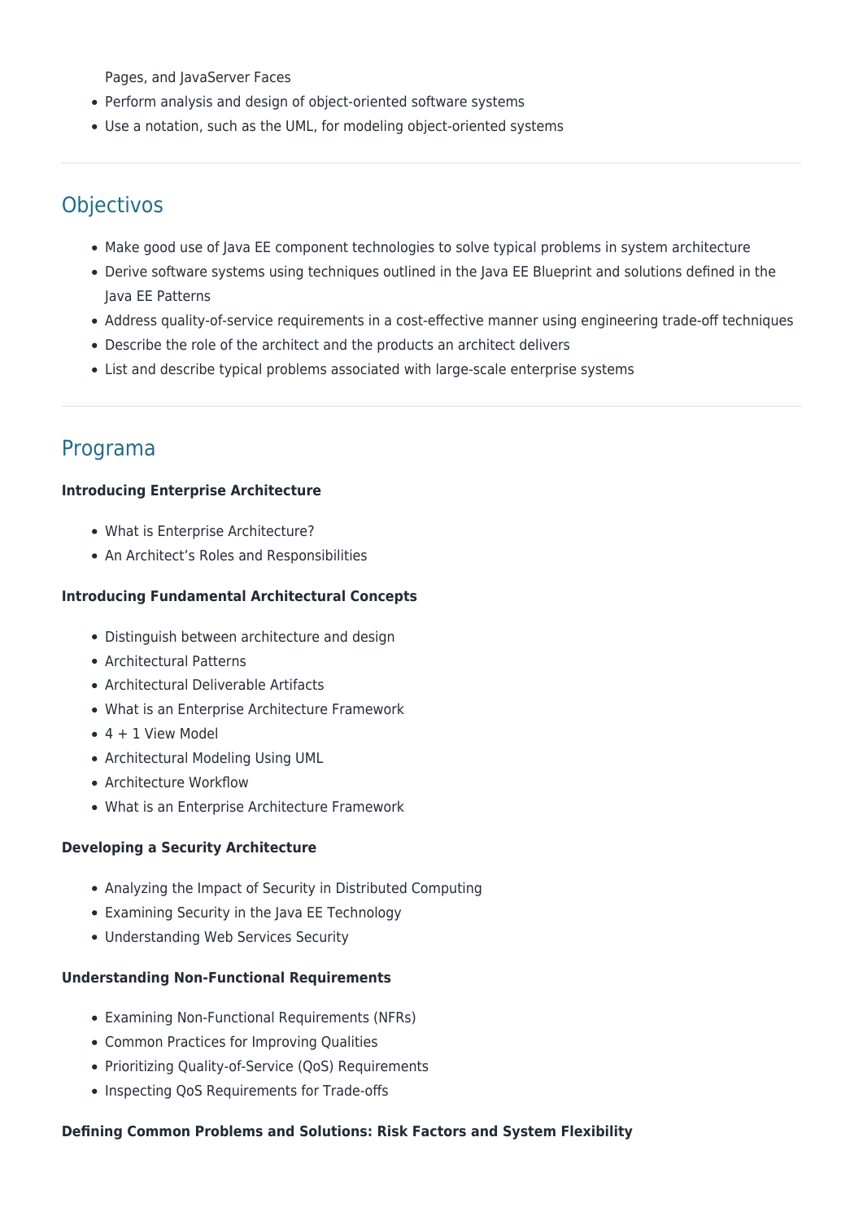Pages, and JavaServer Faces

- Perform analysis and design of object-oriented software systems
- Use a notation, such as the UML, for modeling object-oriented systems

## Objectivos

- Make good use of Java EE component technologies to solve typical problems in system architecture
- Derive software systems using techniques outlined in the Java EE Blueprint and solutions defined in the Java EE Patterns
- Address quality-of-service requirements in a cost-effective manner using engineering trade-off techniques
- Describe the role of the architect and the products an architect delivers
- List and describe typical problems associated with large-scale enterprise systems

## Programa

**Introducing Enterprise Architecture**

- What is Enterprise Architecture?
- An Architect's Roles and Responsibilities

**Introducing Fundamental Architectural Concepts**

- Distinguish between architecture and design
- Architectural Patterns
- Architectural Deliverable Artifacts
- What is an Enterprise Architecture Framework
- 4 + 1 View Model
- Architectural Modeling Using UML
- Architecture Workflow
- What is an Enterprise Architecture Framework

**Developing a Security Architecture**

- Analyzing the Impact of Security in Distributed Computing
- Examining Security in the Java EE Technology
- Understanding Web Services Security

**Understanding Non-Functional Requirements**

- Examining Non-Functional Requirements (NFRs)
- Common Practices for Improving Qualities
- Prioritizing Quality-of-Service (QoS) Requirements
- Inspecting QoS Requirements for Trade-offs

**Defining Common Problems and Solutions: Risk Factors and System Flexibility**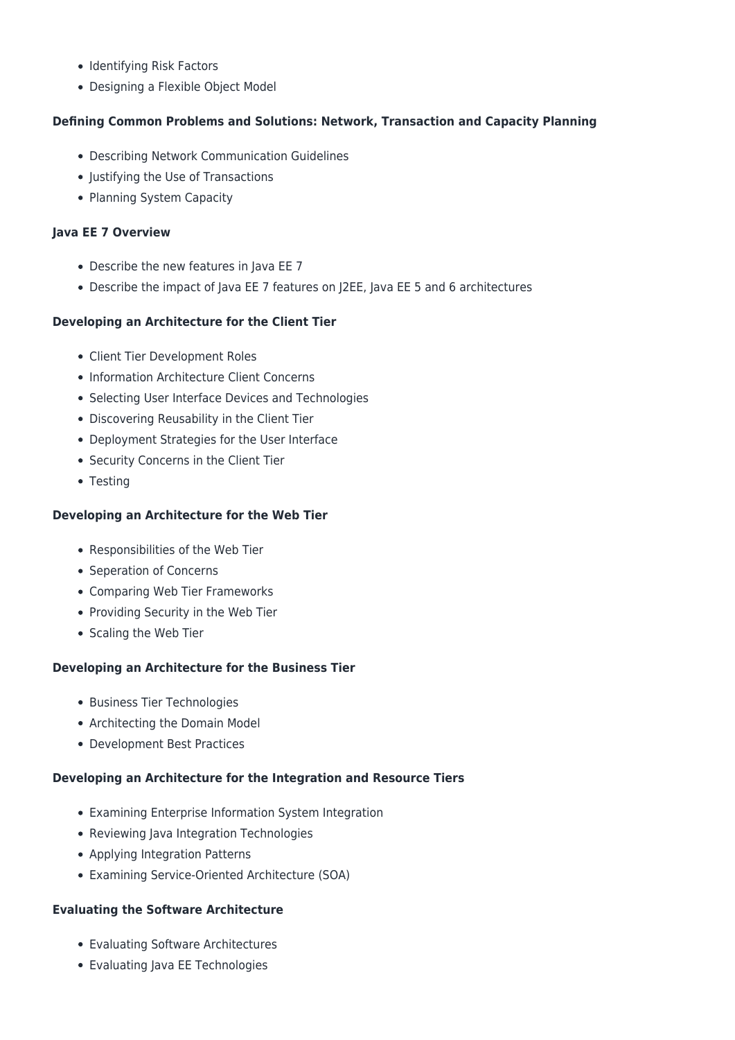- Identifying Risk Factors
- Designing a Flexible Object Model

**Defining Common Problems and Solutions: Network, Transaction and Capacity Planning**

- Describing Network Communication Guidelines
- Justifying the Use of Transactions
- Planning System Capacity

**Java EE 7 Overview**

- Describe the new features in Java EE 7
- Describe the impact of Java EE 7 features on J2EE, Java EE 5 and 6 architectures

**Developing an Architecture for the Client Tier**

- Client Tier Development Roles
- Information Architecture Client Concerns
- Selecting User Interface Devices and Technologies
- Discovering Reusability in the Client Tier
- Deployment Strategies for the User Interface
- Security Concerns in the Client Tier
- Testing

**Developing an Architecture for the Web Tier**

- Responsibilities of the Web Tier
- Seperation of Concerns
- Comparing Web Tier Frameworks
- Providing Security in the Web Tier
- Scaling the Web Tier

**Developing an Architecture for the Business Tier**

- Business Tier Technologies
- Architecting the Domain Model
- Development Best Practices

**Developing an Architecture for the Integration and Resource Tiers**

- Examining Enterprise Information System Integration
- Reviewing Java Integration Technologies
- Applying Integration Patterns
- Examining Service-Oriented Architecture (SOA)

**Evaluating the Software Architecture**

- Evaluating Software Architectures
- Evaluating Java EE Technologies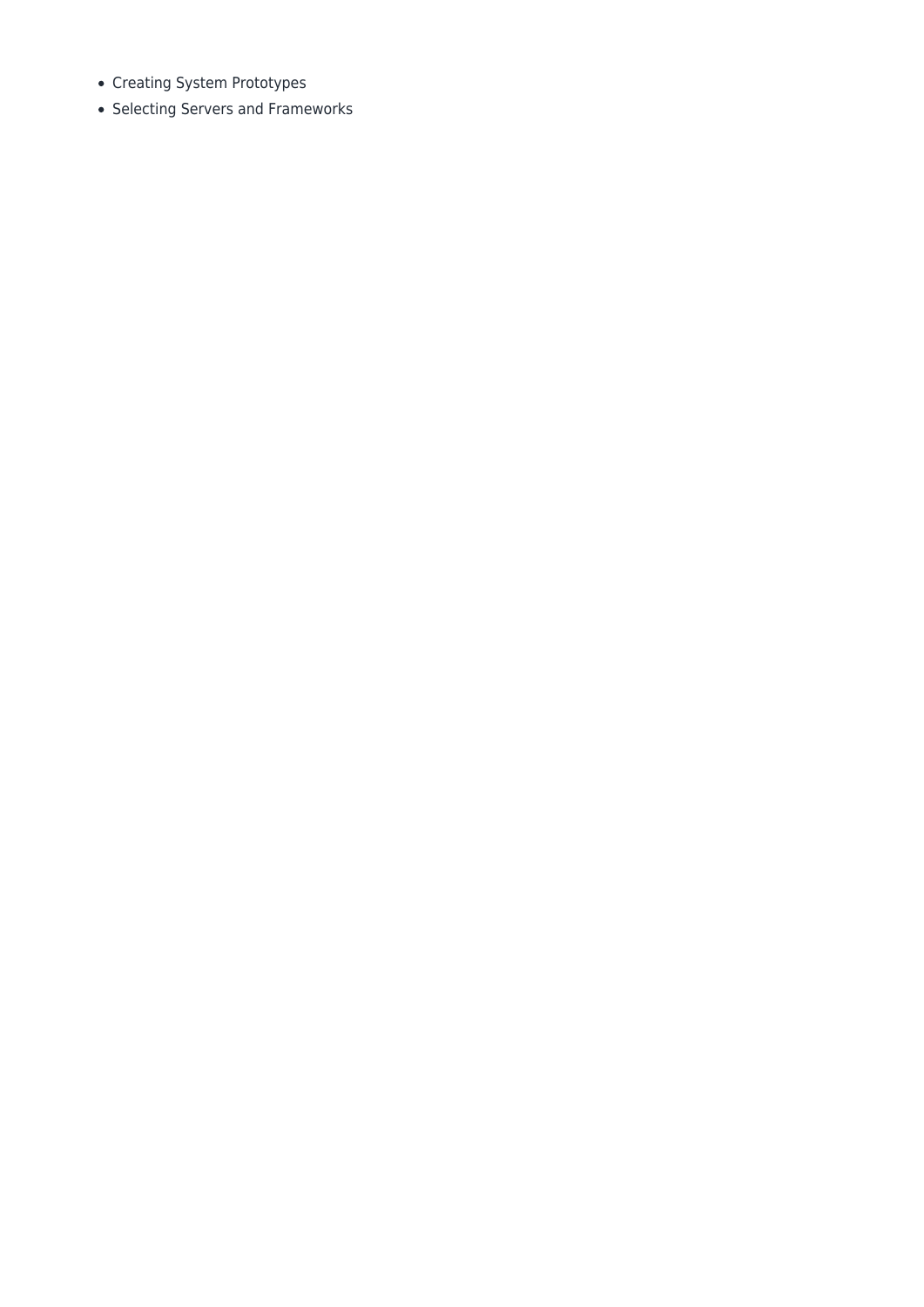- Creating System Prototypes
- Selecting Servers and Frameworks